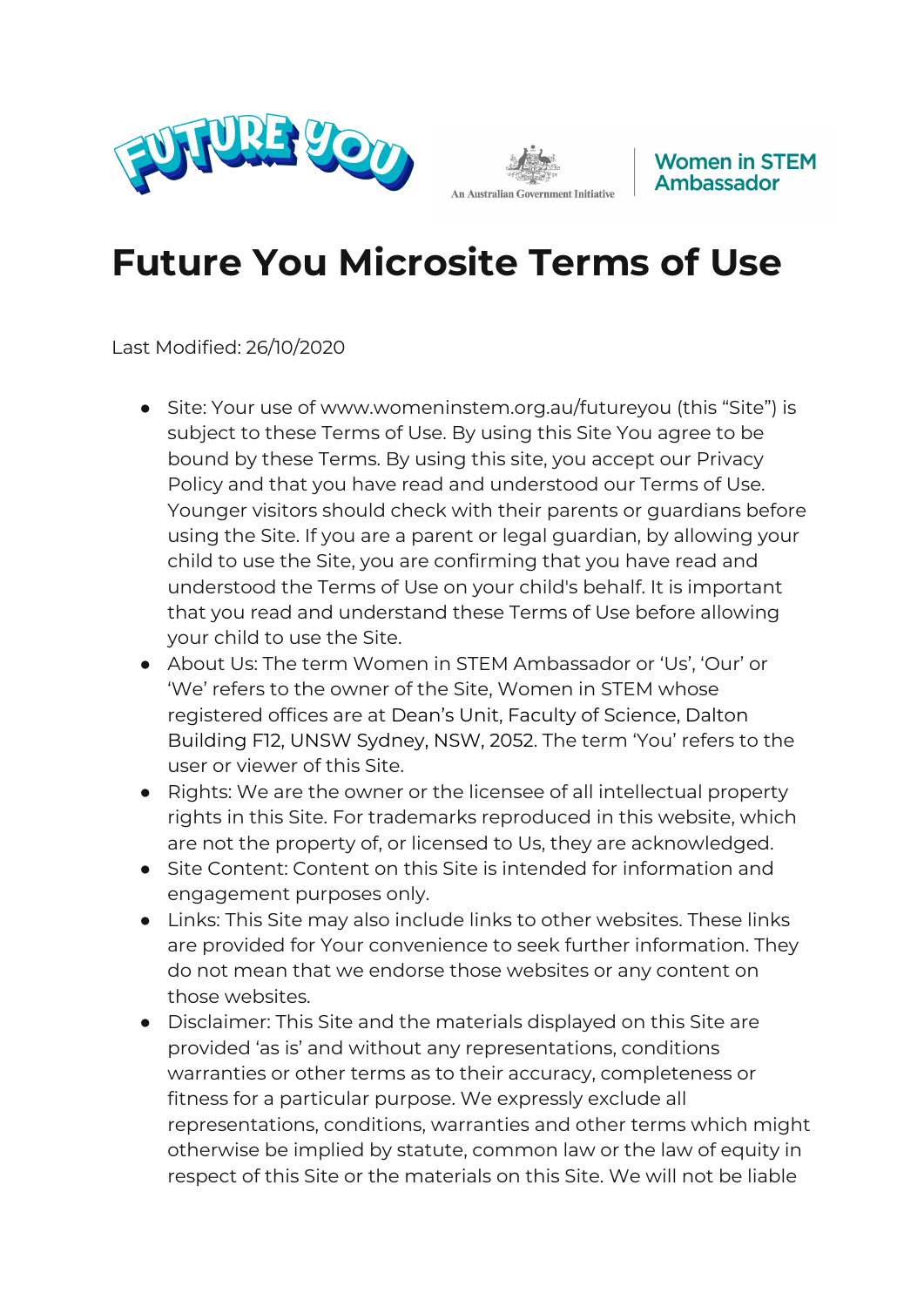# Future You Microsite Terms of Use

Last Modified: 26/10/2020

- Site: Your use of www.womeninstem.org.au/futureyou (this "Site") is subject to these Terms of Use. By using this Site You agree to be bound by these Terms. By using this site, you accept our Privacy Policy and that you have read and understood our Terms of Use. Younger visitors should check with their parents or guardians before using the Site. If you are a parent or legal guardian, by allowing your child to use the Site, you are confirming that you have read and understood the Terms of Use on your child's behalf. It is important that you read and understand these Terms of Use before allowing your child to use the Site.
- About Us: The term Women in STEM Ambassador or 'Us', 'Our' or 'We' refers to the owner of the Site, Women in STEM whose registered offices are at Dean's Unit, Faculty of Science, Dalton Building F12, UNSW Sydney, NSW, 2052. The term 'You' refers to the user or viewer of this Site.
- Rights: We are the owner or the licensee of all intellectual property rights in this Site. For trademarks reproduced in this website, which are not the property of, or licensed to Us, they are acknowledged.
- Site Content: Content on this Site is intended for information and engagement purposes only.
- Links: This Site may also include links to other websites. These links are provided for Your convenience to seek further information. They do not mean that we endorse those websites or any content on those websites.
- Disclaimer: This Site and the materials displayed on this Site are provided 'as is' and without any representations, conditions warranties or other terms as to their accuracy, completeness or fitness for a particular purpose. We expressly exclude all representations, conditions, warranties and other terms which might otherwise be implied by statute, common law or the law of equity in respect of this Site or the materials on this Site. We will not be liable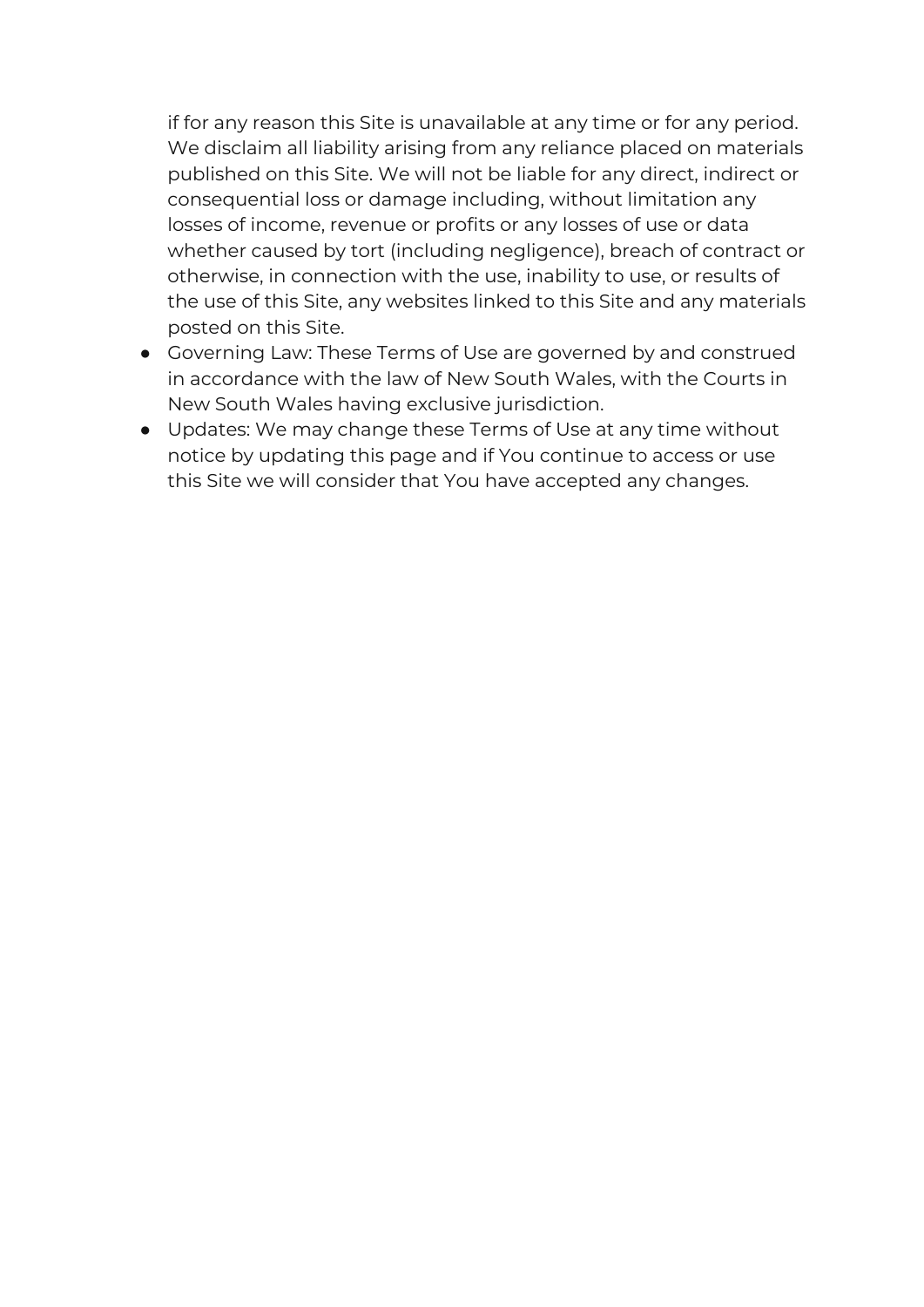if for any reason this Site is unavailable at any time or for any period. We disclaim all liability arising from any reliance placed on materials published on this Site. We will not be liable for any direct, indirect or consequential loss or damage including, without limitation any losses of income, revenue or profits or any losses of use or data whether caused by tort (including negligence), breach of contract or otherwise, in connection with the use, inability to use, or results of the use of this Site, any websites linked to this Site and any materials posted on this Site.

- Governing Law: These Terms of Use are governed by and construed in accordance with the law of New South Wales, with the Courts in New South Wales having exclusive jurisdiction.
- Updates: We may change these Terms of Use at any time without notice by updating this page and if You continue to access or use this Site we will consider that You have accepted any changes.